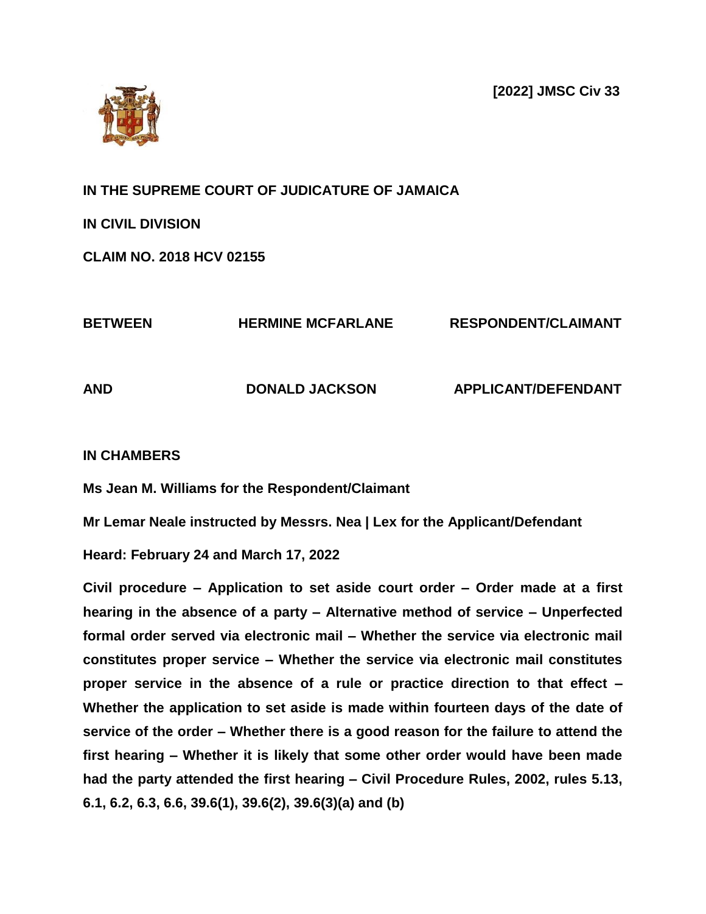**[2022] JMSC Civ 33**

**IN THE SUPREME COURT OF JUDICATURE OF JAMAICA**

**IN CIVIL DIVISION**

**CLAIM NO. 2018 HCV 02155**

| | | |
|---|---|---|
| **BETWEEN** | **HERMINE MCFARLANE** | **RESPONDENT/CLAIMANT** |
| **AND** | **DONALD JACKSON** | **APPLICANT/DEFENDANT** |

**IN CHAMBERS**

**Ms Jean M. Williams for the Respondent/Claimant**

**Mr Lemar Neale instructed by Messrs. Nea | Lex for the Applicant/Defendant**

**Heard: February 24 and March 17, 2022**

**Civil procedure – Application to set aside court order – Order made at a first hearing in the absence of a party – Alternative method of service – Unperfected formal order served via electronic mail – Whether the service via electronic mail constitutes proper service – Whether the service via electronic mail constitutes proper service in the absence of a rule or practice direction to that effect – Whether the application to set aside is made within fourteen days of the date of service of the order – Whether there is a good reason for the failure to attend the first hearing – Whether it is likely that some other order would have been made had the party attended the first hearing – Civil Procedure Rules, 2002, rules 5.13, 6.1, 6.2, 6.3, 6.6, 39.6(1), 39.6(2), 39.6(3)(a) and (b)**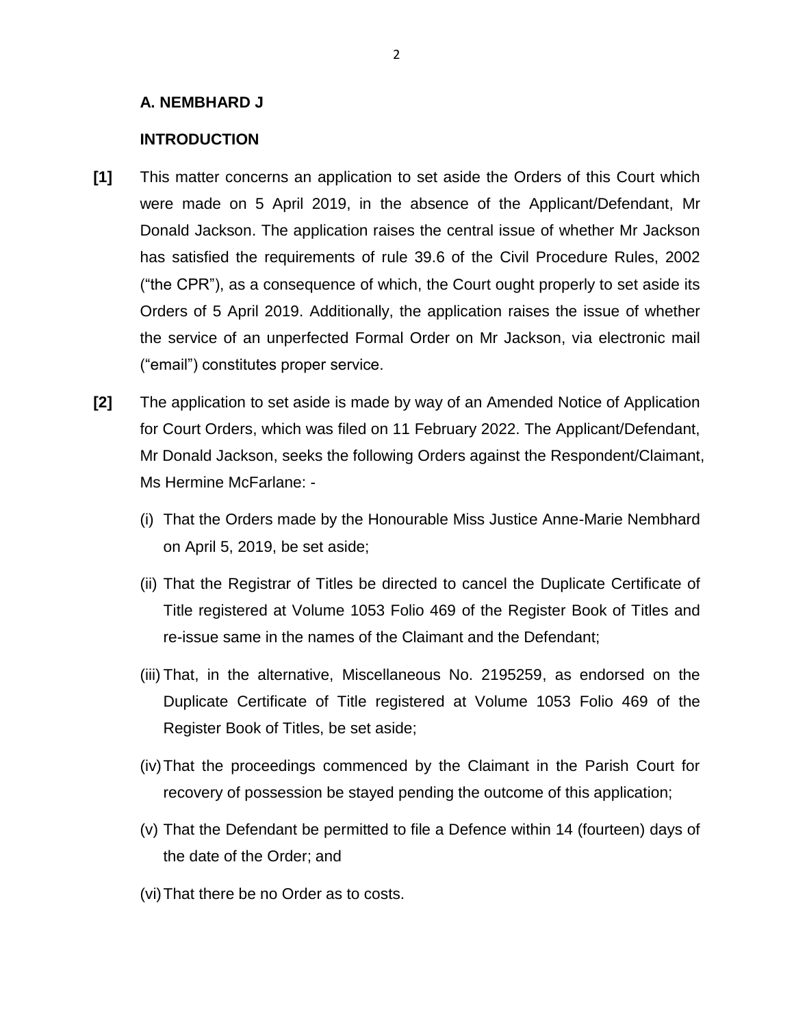**A. NEMBHARD J**

**INTRODUCTION**

**[1]** This matter concerns an application to set aside the Orders of this Court which were made on 5 April 2019, in the absence of the Applicant/Defendant, Mr Donald Jackson. The application raises the central issue of whether Mr Jackson has satisfied the requirements of rule 39.6 of the Civil Procedure Rules, 2002 ("the CPR"), as a consequence of which, the Court ought properly to set aside its Orders of 5 April 2019. Additionally, the application raises the issue of whether the service of an unperfected Formal Order on Mr Jackson, via electronic mail ("email") constitutes proper service.

**[2]** The application to set aside is made by way of an Amended Notice of Application for Court Orders, which was filed on 11 February 2022. The Applicant/Defendant, Mr Donald Jackson, seeks the following Orders against the Respondent/Claimant, Ms Hermine McFarlane: -

(i) That the Orders made by the Honourable Miss Justice Anne-Marie Nembhard on April 5, 2019, be set aside;

(ii) That the Registrar of Titles be directed to cancel the Duplicate Certificate of Title registered at Volume 1053 Folio 469 of the Register Book of Titles and re-issue same in the names of the Claimant and the Defendant;

(iii) That, in the alternative, Miscellaneous No. 2195259, as endorsed on the Duplicate Certificate of Title registered at Volume 1053 Folio 469 of the Register Book of Titles, be set aside;

(iv) That the proceedings commenced by the Claimant in the Parish Court for recovery of possession be stayed pending the outcome of this application;

(v) That the Defendant be permitted to file a Defence within 14 (fourteen) days of the date of the Order; and

(vi) That there be no Order as to costs.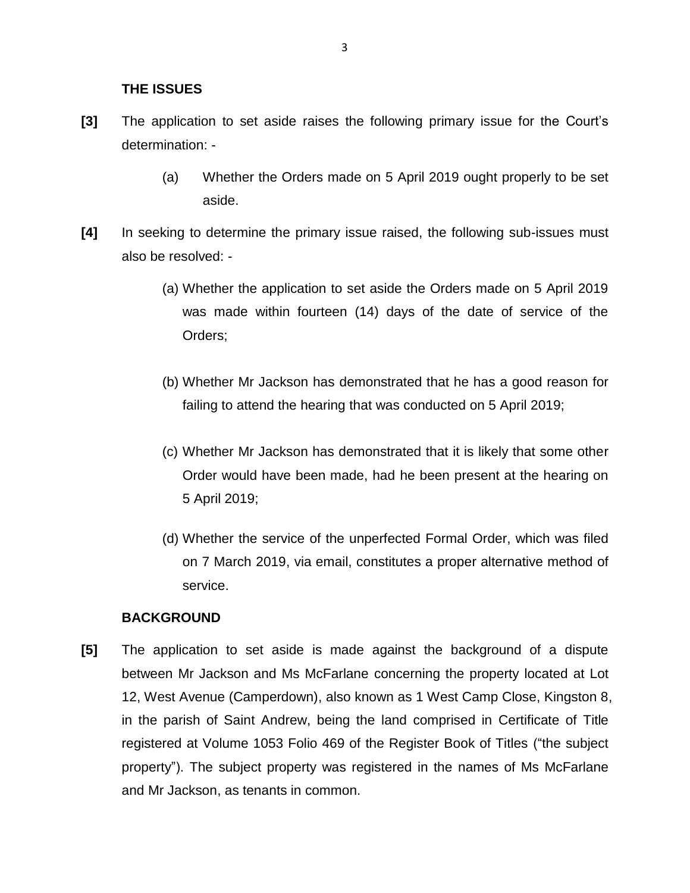## THE ISSUES

**[3]** The application to set aside raises the following primary issue for the Court's determination: -

(a) Whether the Orders made on 5 April 2019 ought properly to be set aside.

**[4]** In seeking to determine the primary issue raised, the following sub-issues must also be resolved: -

(a) Whether the application to set aside the Orders made on 5 April 2019 was made within fourteen (14) days of the date of service of the Orders;

(b) Whether Mr Jackson has demonstrated that he has a good reason for failing to attend the hearing that was conducted on 5 April 2019;

(c) Whether Mr Jackson has demonstrated that it is likely that some other Order would have been made, had he been present at the hearing on 5 April 2019;

(d) Whether the service of the unperfected Formal Order, which was filed on 7 March 2019, via email, constitutes a proper alternative method of service.

## BACKGROUND

**[5]** The application to set aside is made against the background of a dispute between Mr Jackson and Ms McFarlane concerning the property located at Lot 12, West Avenue (Camperdown), also known as 1 West Camp Close, Kingston 8, in the parish of Saint Andrew, being the land comprised in Certificate of Title registered at Volume 1053 Folio 469 of the Register Book of Titles ("the subject property"). The subject property was registered in the names of Ms McFarlane and Mr Jackson, as tenants in common.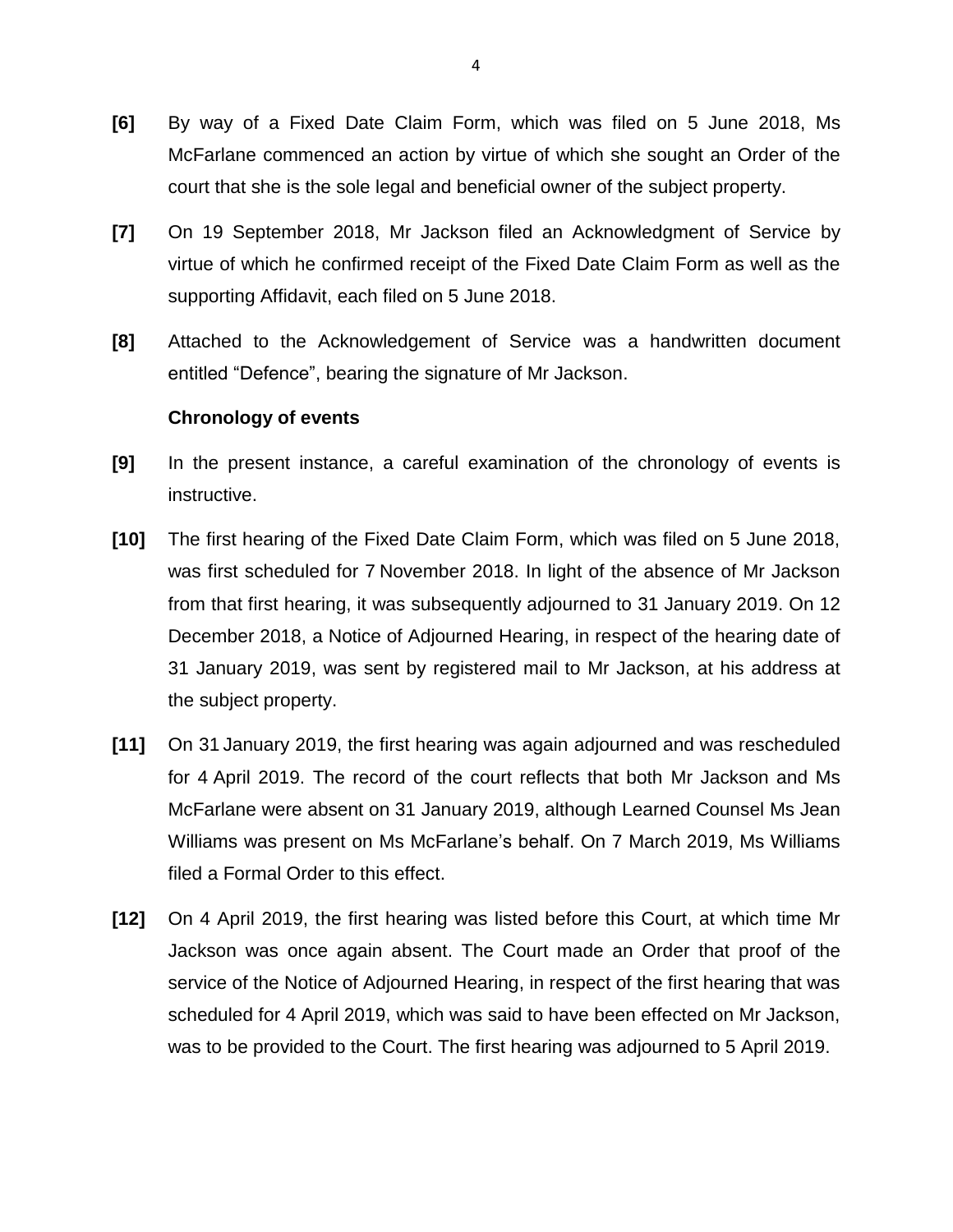**[6]** By way of a Fixed Date Claim Form, which was filed on 5 June 2018, Ms McFarlane commenced an action by virtue of which she sought an Order of the court that she is the sole legal and beneficial owner of the subject property.

**[7]** On 19 September 2018, Mr Jackson filed an Acknowledgment of Service by virtue of which he confirmed receipt of the Fixed Date Claim Form as well as the supporting Affidavit, each filed on 5 June 2018.

**[8]** Attached to the Acknowledgement of Service was a handwritten document entitled "Defence", bearing the signature of Mr Jackson.

**Chronology of events**

**[9]** In the present instance, a careful examination of the chronology of events is instructive.

**[10]** The first hearing of the Fixed Date Claim Form, which was filed on 5 June 2018, was first scheduled for 7 November 2018. In light of the absence of Mr Jackson from that first hearing, it was subsequently adjourned to 31 January 2019. On 12 December 2018, a Notice of Adjourned Hearing, in respect of the hearing date of 31 January 2019, was sent by registered mail to Mr Jackson, at his address at the subject property.

**[11]** On 31 January 2019, the first hearing was again adjourned and was rescheduled for 4 April 2019. The record of the court reflects that both Mr Jackson and Ms McFarlane were absent on 31 January 2019, although Learned Counsel Ms Jean Williams was present on Ms McFarlane's behalf. On 7 March 2019, Ms Williams filed a Formal Order to this effect.

**[12]** On 4 April 2019, the first hearing was listed before this Court, at which time Mr Jackson was once again absent. The Court made an Order that proof of the service of the Notice of Adjourned Hearing, in respect of the first hearing that was scheduled for 4 April 2019, which was said to have been effected on Mr Jackson, was to be provided to the Court. The first hearing was adjourned to 5 April 2019.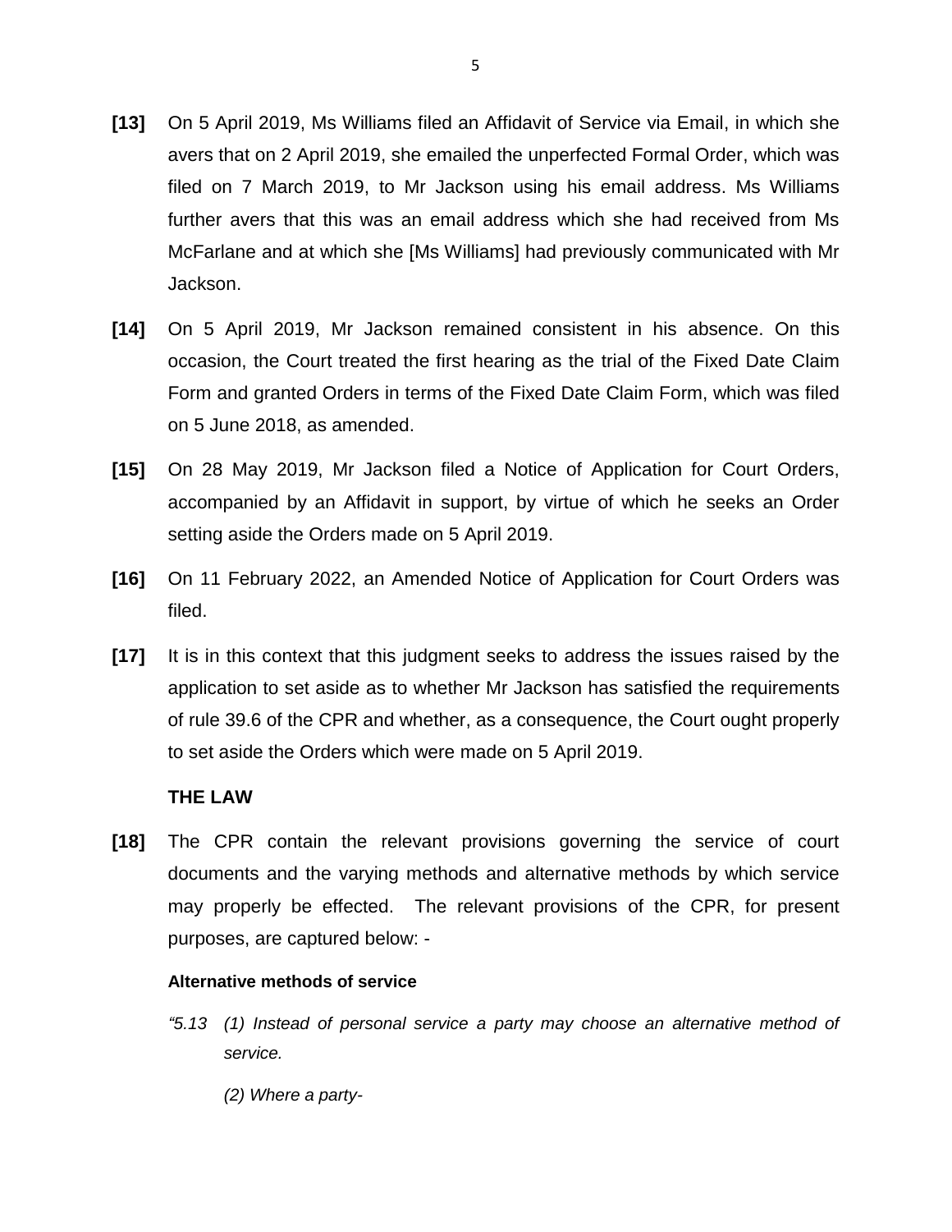**[13]** On 5 April 2019, Ms Williams filed an Affidavit of Service via Email, in which she avers that on 2 April 2019, she emailed the unperfected Formal Order, which was filed on 7 March 2019, to Mr Jackson using his email address. Ms Williams further avers that this was an email address which she had received from Ms McFarlane and at which she [Ms Williams] had previously communicated with Mr Jackson.

**[14]** On 5 April 2019, Mr Jackson remained consistent in his absence. On this occasion, the Court treated the first hearing as the trial of the Fixed Date Claim Form and granted Orders in terms of the Fixed Date Claim Form, which was filed on 5 June 2018, as amended.

**[15]** On 28 May 2019, Mr Jackson filed a Notice of Application for Court Orders, accompanied by an Affidavit in support, by virtue of which he seeks an Order setting aside the Orders made on 5 April 2019.

**[16]** On 11 February 2022, an Amended Notice of Application for Court Orders was filed.

**[17]** It is in this context that this judgment seeks to address the issues raised by the application to set aside as to whether Mr Jackson has satisfied the requirements of rule 39.6 of the CPR and whether, as a consequence, the Court ought properly to set aside the Orders which were made on 5 April 2019.

## THE LAW

**[18]** The CPR contain the relevant provisions governing the service of court documents and the varying methods and alternative methods by which service may properly be effected. The relevant provisions of the CPR, for present purposes, are captured below: -

**Alternative methods of service**

*"5.13 (1) Instead of personal service a party may choose an alternative method of service.*

*(2) Where a party-*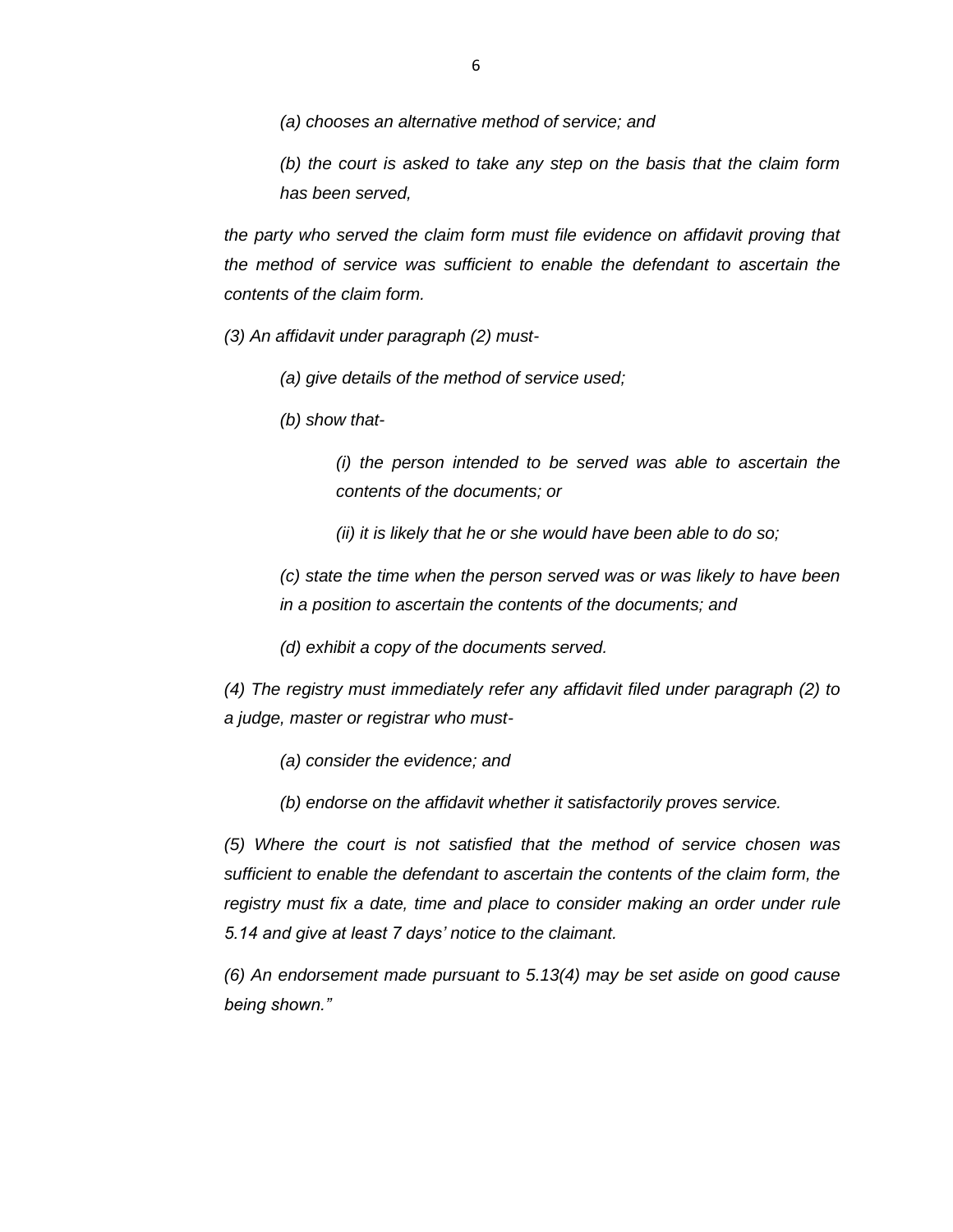*(a) chooses an alternative method of service; and*

*(b) the court is asked to take any step on the basis that the claim form has been served,*

*the party who served the claim form must file evidence on affidavit proving that the method of service was sufficient to enable the defendant to ascertain the contents of the claim form.*

*(3) An affidavit under paragraph (2) must-*

*(a) give details of the method of service used;*

*(b) show that-*

*(i) the person intended to be served was able to ascertain the contents of the documents; or*

*(ii) it is likely that he or she would have been able to do so;*

*(c) state the time when the person served was or was likely to have been in a position to ascertain the contents of the documents; and*

*(d) exhibit a copy of the documents served.*

*(4) The registry must immediately refer any affidavit filed under paragraph (2) to a judge, master or registrar who must-*

*(a) consider the evidence; and*

*(b) endorse on the affidavit whether it satisfactorily proves service.*

*(5) Where the court is not satisfied that the method of service chosen was sufficient to enable the defendant to ascertain the contents of the claim form, the registry must fix a date, time and place to consider making an order under rule 5.14 and give at least 7 days' notice to the claimant.*

*(6) An endorsement made pursuant to 5.13(4) may be set aside on good cause being shown."*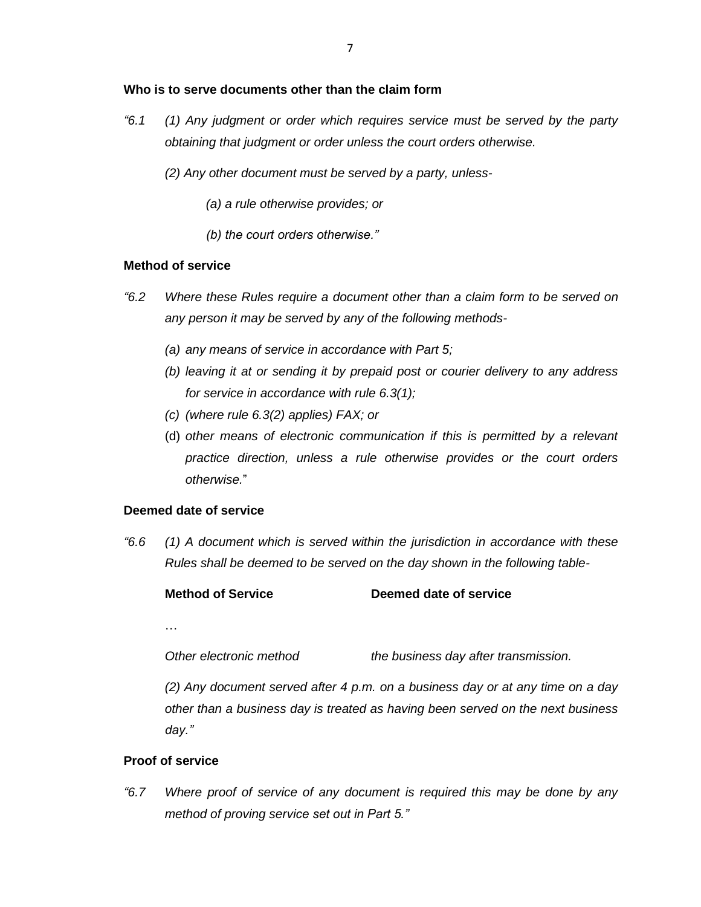**Who is to serve documents other than the claim form**

*"6.1 (1) Any judgment or order which requires service must be served by the party obtaining that judgment or order unless the court orders otherwise.*

*(2) Any other document must be served by a party, unless-*

*(a) a rule otherwise provides; or*

*(b) the court orders otherwise."*

**Method of service**

*"6.2 Where these Rules require a document other than a claim form to be served on any person it may be served by any of the following methods-*

*(a) any means of service in accordance with Part 5;*

*(b) leaving it at or sending it by prepaid post or courier delivery to any address for service in accordance with rule 6.3(1);*

*(c) (where rule 6.3(2) applies) FAX; or*

(d) *other means of electronic communication if this is permitted by a relevant practice direction, unless a rule otherwise provides or the court orders otherwise.*"

**Deemed date of service**

*"6.6 (1) A document which is served within the jurisdiction in accordance with these Rules shall be deemed to be served on the day shown in the following table-*

| **Method of Service** | **Deemed date of service** |
|---|---|
| … | |
| *Other electronic method* | *the business day after transmission.* |

*(2) Any document served after 4 p.m. on a business day or at any time on a day other than a business day is treated as having been served on the next business day."*

**Proof of service**

*"6.7 Where proof of service of any document is required this may be done by any method of proving service set out in Part 5."*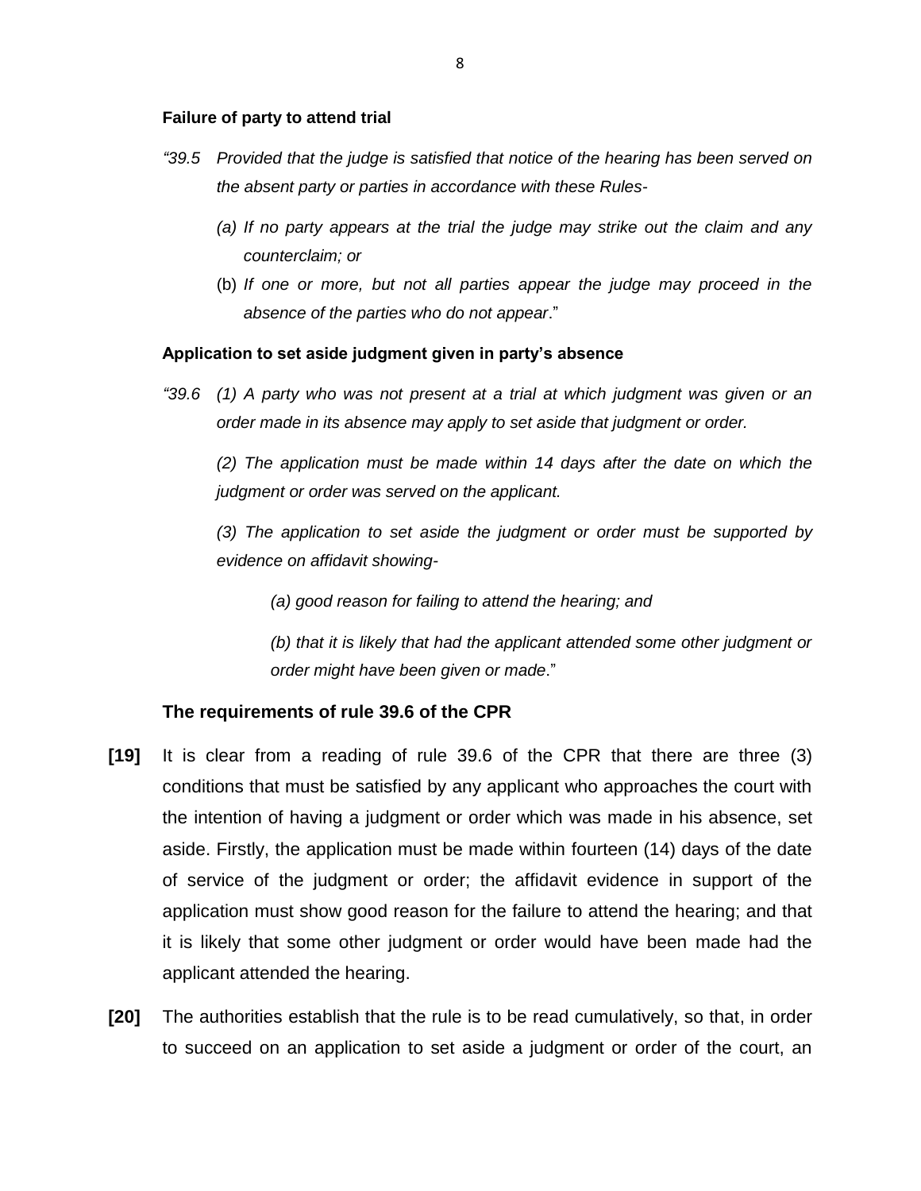**Failure of party to attend trial**

*"39.5 Provided that the judge is satisfied that notice of the hearing has been served on the absent party or parties in accordance with these Rules-*

*(a) If no party appears at the trial the judge may strike out the claim and any counterclaim; or*

(b) *If one or more, but not all parties appear the judge may proceed in the absence of the parties who do not appear*."

**Application to set aside judgment given in party's absence**

*"39.6 (1) A party who was not present at a trial at which judgment was given or an order made in its absence may apply to set aside that judgment or order.*

*(2) The application must be made within 14 days after the date on which the judgment or order was served on the applicant.*

*(3) The application to set aside the judgment or order must be supported by evidence on affidavit showing-*

*(a) good reason for failing to attend the hearing; and*

*(b) that it is likely that had the applicant attended some other judgment or order might have been given or made*."

**The requirements of rule 39.6 of the CPR**

**[19]** It is clear from a reading of rule 39.6 of the CPR that there are three (3) conditions that must be satisfied by any applicant who approaches the court with the intention of having a judgment or order which was made in his absence, set aside. Firstly, the application must be made within fourteen (14) days of the date of service of the judgment or order; the affidavit evidence in support of the application must show good reason for the failure to attend the hearing; and that it is likely that some other judgment or order would have been made had the applicant attended the hearing.

**[20]** The authorities establish that the rule is to be read cumulatively, so that, in order to succeed on an application to set aside a judgment or order of the court, an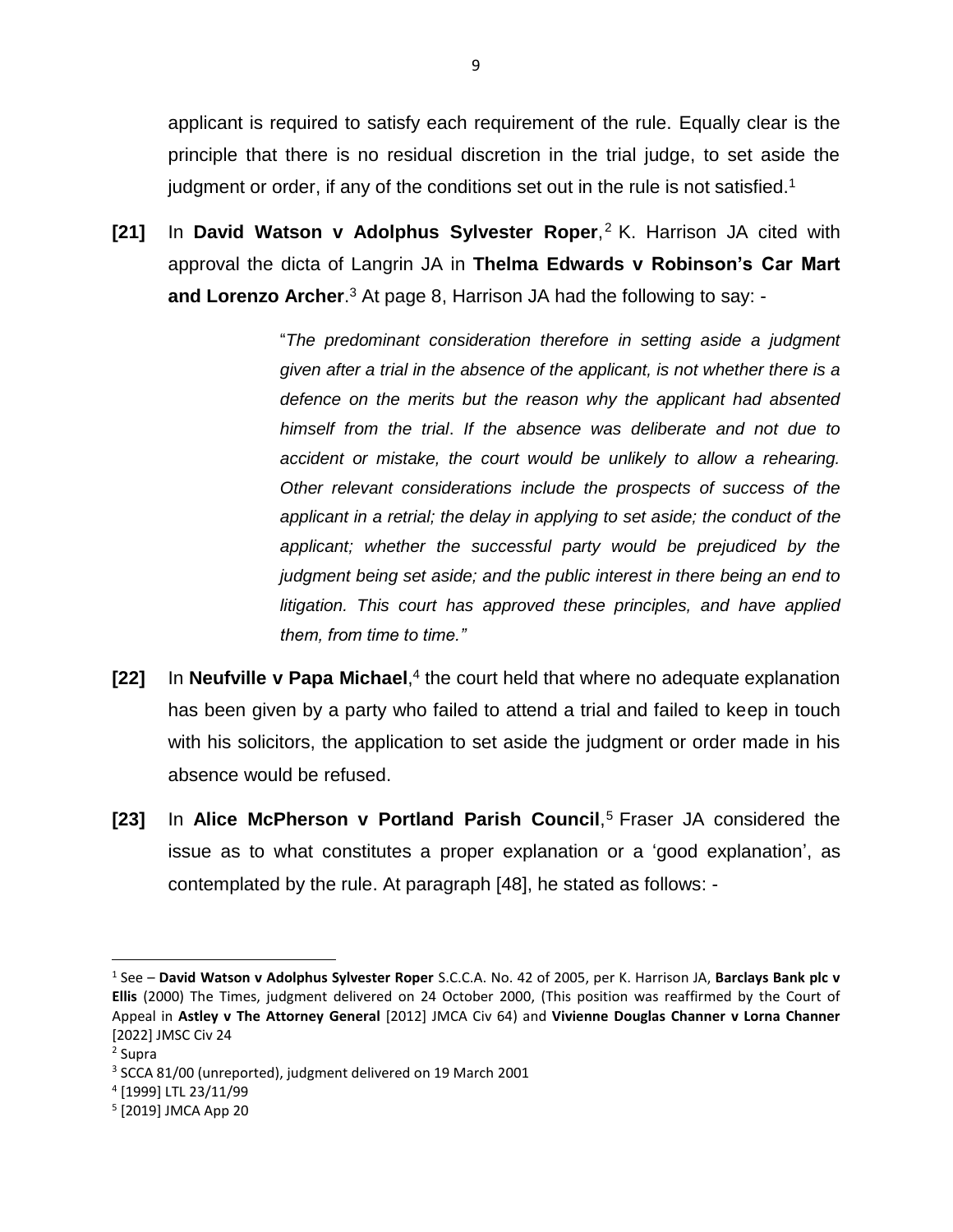applicant is required to satisfy each requirement of the rule. Equally clear is the principle that there is no residual discretion in the trial judge, to set aside the judgment or order, if any of the conditions set out in the rule is not satisfied.[1]

**[21]** In **David Watson v Adolphus Sylvester Roper**,[2] K. Harrison JA cited with approval the dicta of Langrin JA in **Thelma Edwards v Robinson's Car Mart and Lorenzo Archer**.[3] At page 8, Harrison JA had the following to say: -

> "*The predominant consideration therefore in setting aside a judgment given after a trial in the absence of the applicant, is not whether there is a defence on the merits but the reason why the applicant had absented himself from the trial. If the absence was deliberate and not due to accident or mistake, the court would be unlikely to allow a rehearing. Other relevant considerations include the prospects of success of the applicant in a retrial; the delay in applying to set aside; the conduct of the applicant; whether the successful party would be prejudiced by the judgment being set aside; and the public interest in there being an end to litigation. This court has approved these principles, and have applied them, from time to time."*

**[22]** In **Neufville v Papa Michael**,[4] the court held that where no adequate explanation has been given by a party who failed to attend a trial and failed to keep in touch with his solicitors, the application to set aside the judgment or order made in his absence would be refused.

**[23]** In **Alice McPherson v Portland Parish Council**,[5] Fraser JA considered the issue as to what constitutes a proper explanation or a 'good explanation', as contemplated by the rule. At paragraph [48], he stated as follows: -

---

[1] See – **David Watson v Adolphus Sylvester Roper** S.C.C.A. No. 42 of 2005, per K. Harrison JA, **Barclays Bank plc v Ellis** (2000) The Times, judgment delivered on 24 October 2000, (This position was reaffirmed by the Court of Appeal in **Astley v The Attorney General** [2012] JMCA Civ 64) and **Vivienne Douglas Channer v Lorna Channer** [2022] JMSC Civ 24

[2] Supra

[3] SCCA 81/00 (unreported), judgment delivered on 19 March 2001

[4] [1999] LTL 23/11/99

[5] [2019] JMCA App 20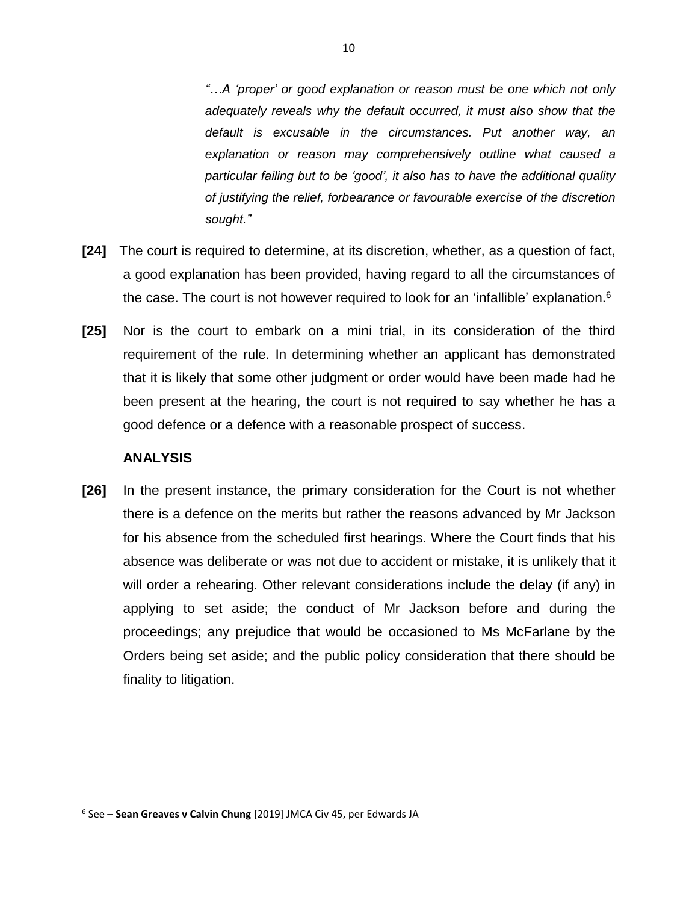> *"…A 'proper' or good explanation or reason must be one which not only adequately reveals why the default occurred, it must also show that the default is excusable in the circumstances. Put another way, an explanation or reason may comprehensively outline what caused a particular failing but to be 'good', it also has to have the additional quality of justifying the relief, forbearance or favourable exercise of the discretion sought."*

**[24]** The court is required to determine, at its discretion, whether, as a question of fact, a good explanation has been provided, having regard to all the circumstances of the case. The court is not however required to look for an 'infallible' explanation.[6]

**[25]** Nor is the court to embark on a mini trial, in its consideration of the third requirement of the rule. In determining whether an applicant has demonstrated that it is likely that some other judgment or order would have been made had he been present at the hearing, the court is not required to say whether he has a good defence or a defence with a reasonable prospect of success.

## ANALYSIS

**[26]** In the present instance, the primary consideration for the Court is not whether there is a defence on the merits but rather the reasons advanced by Mr Jackson for his absence from the scheduled first hearings. Where the Court finds that his absence was deliberate or was not due to accident or mistake, it is unlikely that it will order a rehearing. Other relevant considerations include the delay (if any) in applying to set aside; the conduct of Mr Jackson before and during the proceedings; any prejudice that would be occasioned to Ms McFarlane by the Orders being set aside; and the public policy consideration that there should be finality to litigation.

---

[6] See – **Sean Greaves v Calvin Chung** [2019] JMCA Civ 45, per Edwards JA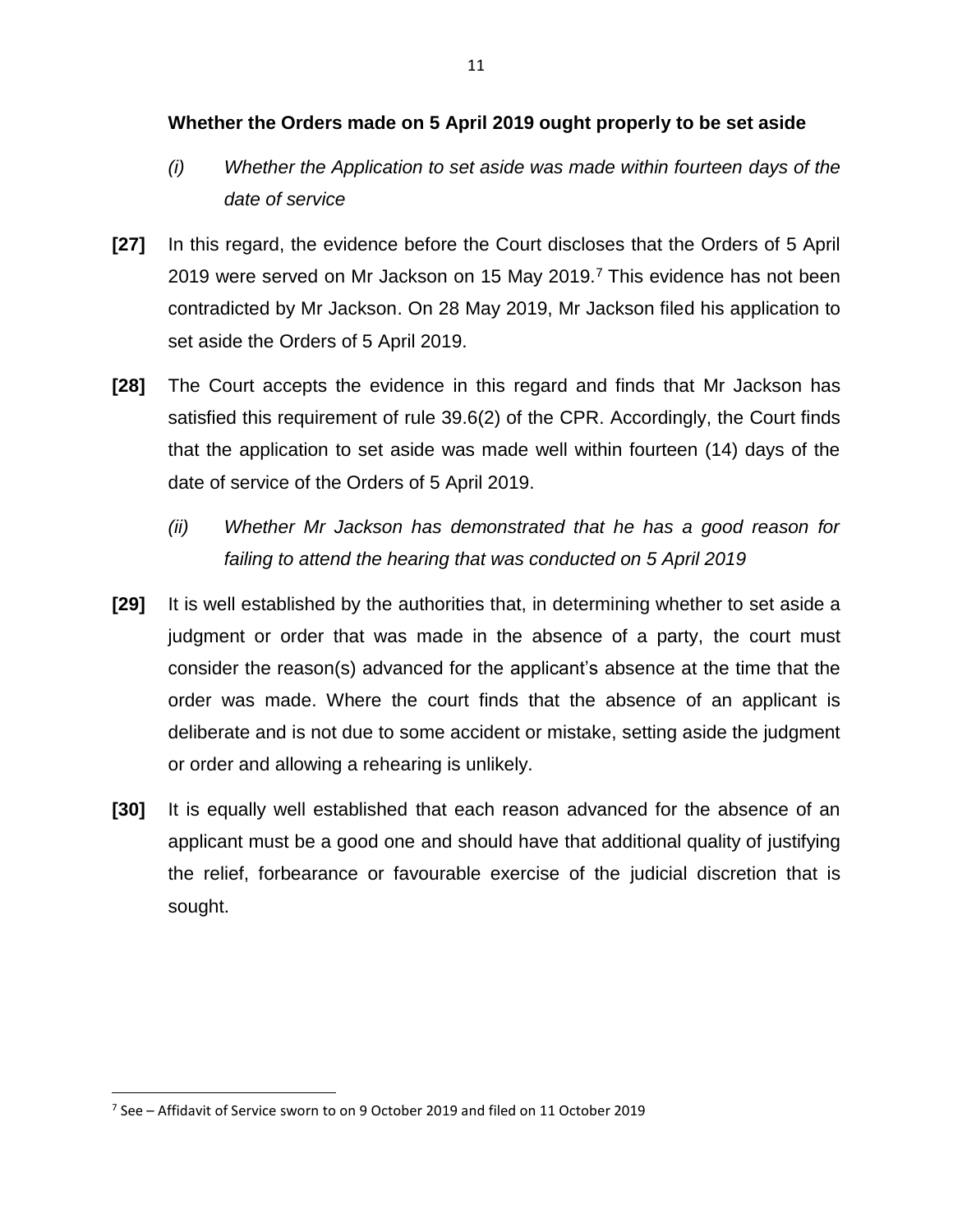**Whether the Orders made on 5 April 2019 ought properly to be set aside**

*(i) Whether the Application to set aside was made within fourteen days of the date of service*

**[27]** In this regard, the evidence before the Court discloses that the Orders of 5 April 2019 were served on Mr Jackson on 15 May 2019.[7] This evidence has not been contradicted by Mr Jackson. On 28 May 2019, Mr Jackson filed his application to set aside the Orders of 5 April 2019.

**[28]** The Court accepts the evidence in this regard and finds that Mr Jackson has satisfied this requirement of rule 39.6(2) of the CPR. Accordingly, the Court finds that the application to set aside was made well within fourteen (14) days of the date of service of the Orders of 5 April 2019.

*(ii) Whether Mr Jackson has demonstrated that he has a good reason for failing to attend the hearing that was conducted on 5 April 2019*

**[29]** It is well established by the authorities that, in determining whether to set aside a judgment or order that was made in the absence of a party, the court must consider the reason(s) advanced for the applicant's absence at the time that the order was made. Where the court finds that the absence of an applicant is deliberate and is not due to some accident or mistake, setting aside the judgment or order and allowing a rehearing is unlikely.

**[30]** It is equally well established that each reason advanced for the absence of an applicant must be a good one and should have that additional quality of justifying the relief, forbearance or favourable exercise of the judicial discretion that is sought.

---

[7] See – Affidavit of Service sworn to on 9 October 2019 and filed on 11 October 2019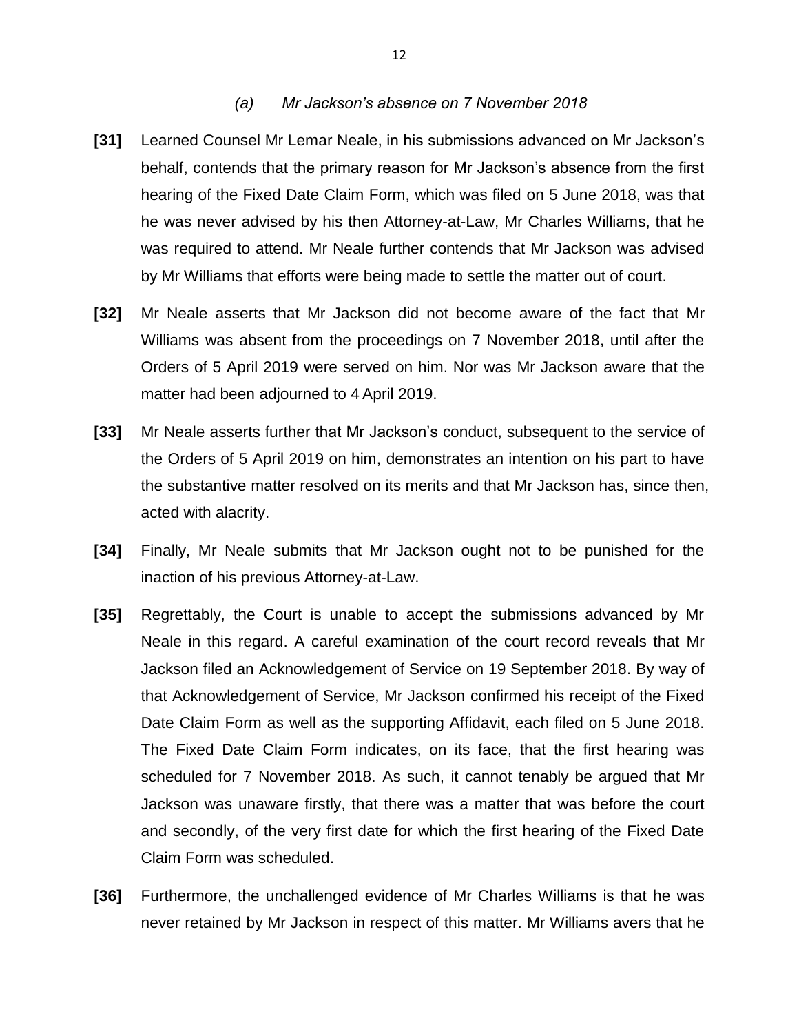### *(a) Mr Jackson's absence on 7 November 2018*

**[31]** Learned Counsel Mr Lemar Neale, in his submissions advanced on Mr Jackson's behalf, contends that the primary reason for Mr Jackson's absence from the first hearing of the Fixed Date Claim Form, which was filed on 5 June 2018, was that he was never advised by his then Attorney-at-Law, Mr Charles Williams, that he was required to attend. Mr Neale further contends that Mr Jackson was advised by Mr Williams that efforts were being made to settle the matter out of court.

**[32]** Mr Neale asserts that Mr Jackson did not become aware of the fact that Mr Williams was absent from the proceedings on 7 November 2018, until after the Orders of 5 April 2019 were served on him. Nor was Mr Jackson aware that the matter had been adjourned to 4 April 2019.

**[33]** Mr Neale asserts further that Mr Jackson's conduct, subsequent to the service of the Orders of 5 April 2019 on him, demonstrates an intention on his part to have the substantive matter resolved on its merits and that Mr Jackson has, since then, acted with alacrity.

**[34]** Finally, Mr Neale submits that Mr Jackson ought not to be punished for the inaction of his previous Attorney-at-Law.

**[35]** Regrettably, the Court is unable to accept the submissions advanced by Mr Neale in this regard. A careful examination of the court record reveals that Mr Jackson filed an Acknowledgement of Service on 19 September 2018. By way of that Acknowledgement of Service, Mr Jackson confirmed his receipt of the Fixed Date Claim Form as well as the supporting Affidavit, each filed on 5 June 2018. The Fixed Date Claim Form indicates, on its face, that the first hearing was scheduled for 7 November 2018. As such, it cannot tenably be argued that Mr Jackson was unaware firstly, that there was a matter that was before the court and secondly, of the very first date for which the first hearing of the Fixed Date Claim Form was scheduled.

**[36]** Furthermore, the unchallenged evidence of Mr Charles Williams is that he was never retained by Mr Jackson in respect of this matter. Mr Williams avers that he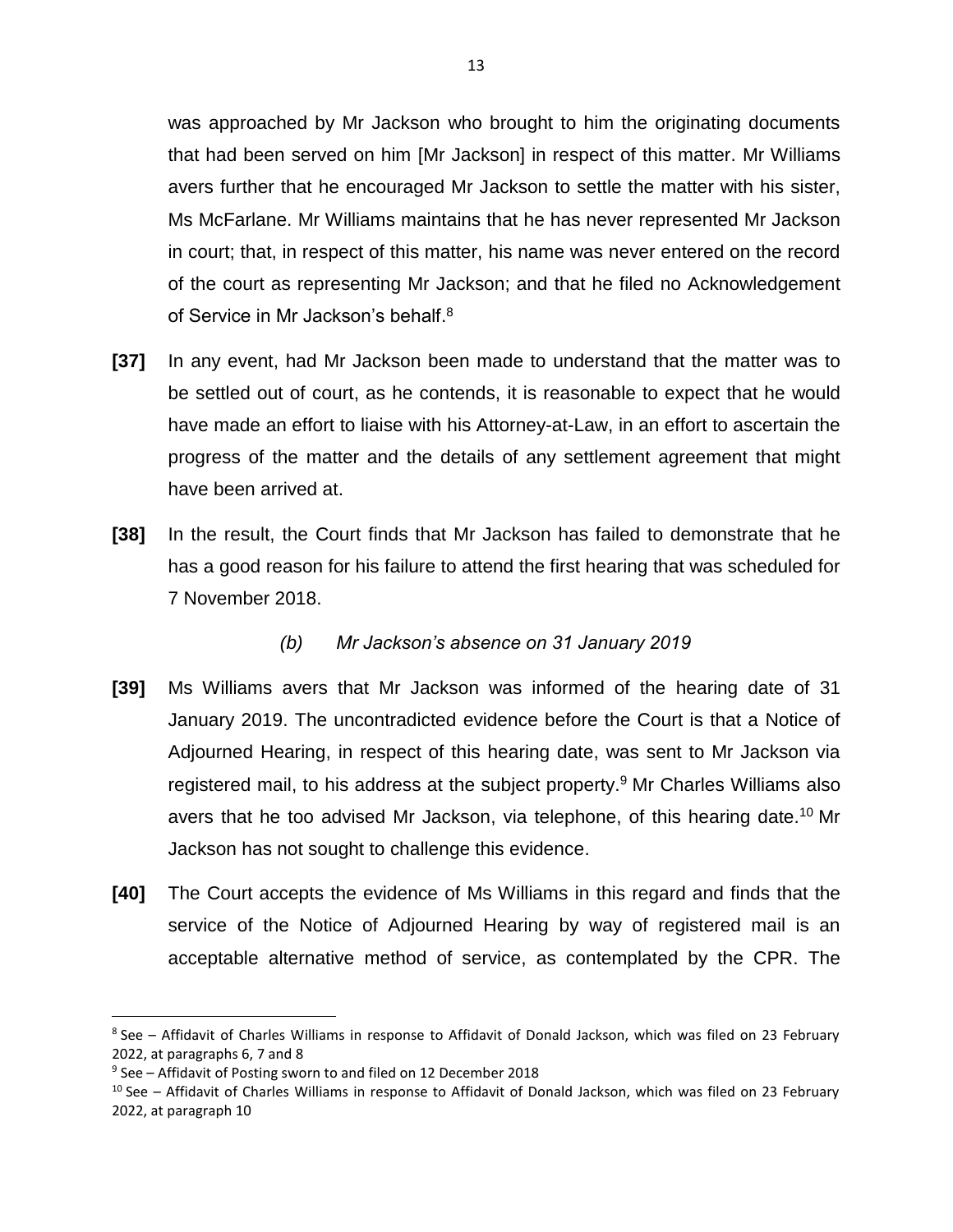was approached by Mr Jackson who brought to him the originating documents that had been served on him [Mr Jackson] in respect of this matter. Mr Williams avers further that he encouraged Mr Jackson to settle the matter with his sister, Ms McFarlane. Mr Williams maintains that he has never represented Mr Jackson in court; that, in respect of this matter, his name was never entered on the record of the court as representing Mr Jackson; and that he filed no Acknowledgement of Service in Mr Jackson's behalf.[8]

**[37]** In any event, had Mr Jackson been made to understand that the matter was to be settled out of court, as he contends, it is reasonable to expect that he would have made an effort to liaise with his Attorney-at-Law, in an effort to ascertain the progress of the matter and the details of any settlement agreement that might have been arrived at.

**[38]** In the result, the Court finds that Mr Jackson has failed to demonstrate that he has a good reason for his failure to attend the first hearing that was scheduled for 7 November 2018.

*(b) Mr Jackson's absence on 31 January 2019*

**[39]** Ms Williams avers that Mr Jackson was informed of the hearing date of 31 January 2019. The uncontradicted evidence before the Court is that a Notice of Adjourned Hearing, in respect of this hearing date, was sent to Mr Jackson via registered mail, to his address at the subject property.[9] Mr Charles Williams also avers that he too advised Mr Jackson, via telephone, of this hearing date.[10] Mr Jackson has not sought to challenge this evidence.

**[40]** The Court accepts the evidence of Ms Williams in this regard and finds that the service of the Notice of Adjourned Hearing by way of registered mail is an acceptable alternative method of service, as contemplated by the CPR. The

---

[8] See – Affidavit of Charles Williams in response to Affidavit of Donald Jackson, which was filed on 23 February 2022, at paragraphs 6, 7 and 8

[9] See – Affidavit of Posting sworn to and filed on 12 December 2018

[10] See – Affidavit of Charles Williams in response to Affidavit of Donald Jackson, which was filed on 23 February 2022, at paragraph 10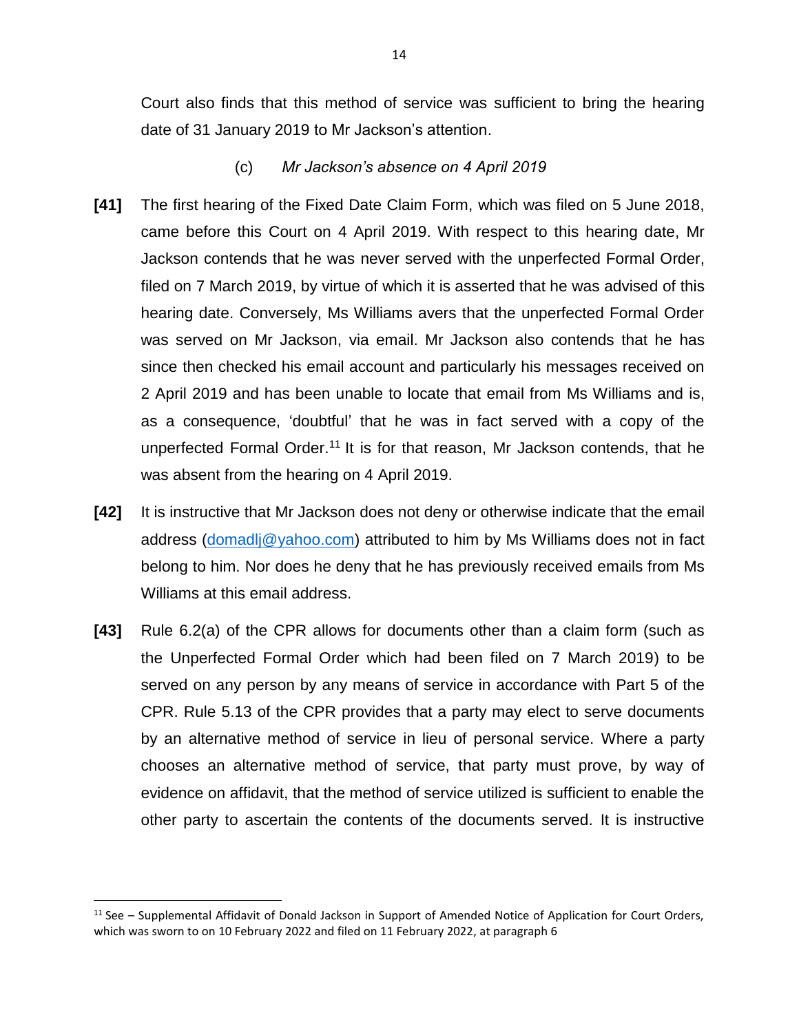Court also finds that this method of service was sufficient to bring the hearing date of 31 January 2019 to Mr Jackson's attention.

### (c) *Mr Jackson's absence on 4 April 2019*

**[41]** The first hearing of the Fixed Date Claim Form, which was filed on 5 June 2018, came before this Court on 4 April 2019. With respect to this hearing date, Mr Jackson contends that he was never served with the unperfected Formal Order, filed on 7 March 2019, by virtue of which it is asserted that he was advised of this hearing date. Conversely, Ms Williams avers that the unperfected Formal Order was served on Mr Jackson, via email. Mr Jackson also contends that he has since then checked his email account and particularly his messages received on 2 April 2019 and has been unable to locate that email from Ms Williams and is, as a consequence, 'doubtful' that he was in fact served with a copy of the unperfected Formal Order.[11] It is for that reason, Mr Jackson contends, that he was absent from the hearing on 4 April 2019.

**[42]** It is instructive that Mr Jackson does not deny or otherwise indicate that the email address (domadlj@yahoo.com) attributed to him by Ms Williams does not in fact belong to him. Nor does he deny that he has previously received emails from Ms Williams at this email address.

**[43]** Rule 6.2(a) of the CPR allows for documents other than a claim form (such as the Unperfected Formal Order which had been filed on 7 March 2019) to be served on any person by any means of service in accordance with Part 5 of the CPR. Rule 5.13 of the CPR provides that a party may elect to serve documents by an alternative method of service in lieu of personal service. Where a party chooses an alternative method of service, that party must prove, by way of evidence on affidavit, that the method of service utilized is sufficient to enable the other party to ascertain the contents of the documents served. It is instructive

---

[11] See – Supplemental Affidavit of Donald Jackson in Support of Amended Notice of Application for Court Orders, which was sworn to on 10 February 2022 and filed on 11 February 2022, at paragraph 6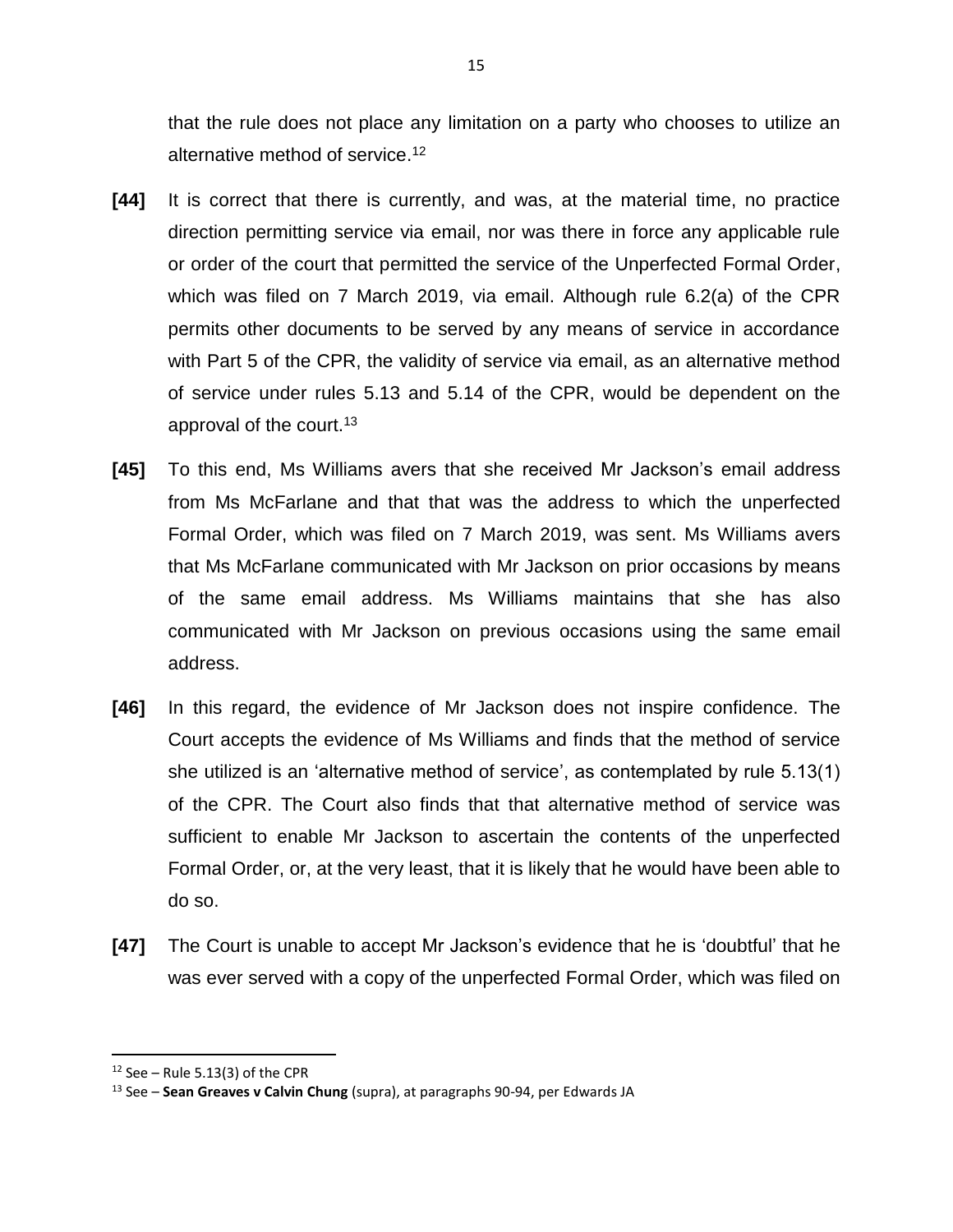that the rule does not place any limitation on a party who chooses to utilize an alternative method of service.[12]

**[44]** It is correct that there is currently, and was, at the material time, no practice direction permitting service via email, nor was there in force any applicable rule or order of the court that permitted the service of the Unperfected Formal Order, which was filed on 7 March 2019, via email. Although rule 6.2(a) of the CPR permits other documents to be served by any means of service in accordance with Part 5 of the CPR, the validity of service via email, as an alternative method of service under rules 5.13 and 5.14 of the CPR, would be dependent on the approval of the court.[13]

**[45]** To this end, Ms Williams avers that she received Mr Jackson's email address from Ms McFarlane and that that was the address to which the unperfected Formal Order, which was filed on 7 March 2019, was sent. Ms Williams avers that Ms McFarlane communicated with Mr Jackson on prior occasions by means of the same email address. Ms Williams maintains that she has also communicated with Mr Jackson on previous occasions using the same email address.

**[46]** In this regard, the evidence of Mr Jackson does not inspire confidence. The Court accepts the evidence of Ms Williams and finds that the method of service she utilized is an 'alternative method of service', as contemplated by rule 5.13(1) of the CPR. The Court also finds that that alternative method of service was sufficient to enable Mr Jackson to ascertain the contents of the unperfected Formal Order, or, at the very least, that it is likely that he would have been able to do so.

**[47]** The Court is unable to accept Mr Jackson's evidence that he is 'doubtful' that he was ever served with a copy of the unperfected Formal Order, which was filed on

---

[12] See – Rule 5.13(3) of the CPR

[13] See – **Sean Greaves v Calvin Chung** (supra), at paragraphs 90-94, per Edwards JA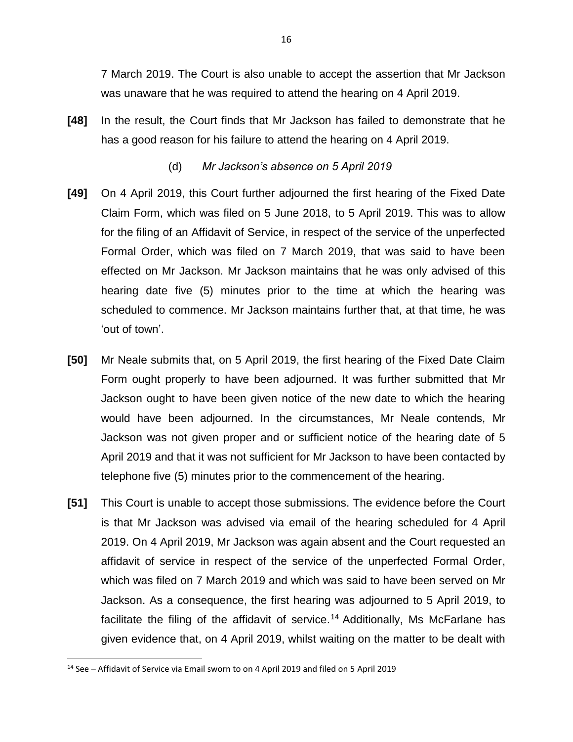7 March 2019. The Court is also unable to accept the assertion that Mr Jackson was unaware that he was required to attend the hearing on 4 April 2019.

**[48]** In the result, the Court finds that Mr Jackson has failed to demonstrate that he has a good reason for his failure to attend the hearing on 4 April 2019.

(d) *Mr Jackson's absence on 5 April 2019*

**[49]** On 4 April 2019, this Court further adjourned the first hearing of the Fixed Date Claim Form, which was filed on 5 June 2018, to 5 April 2019. This was to allow for the filing of an Affidavit of Service, in respect of the service of the unperfected Formal Order, which was filed on 7 March 2019, that was said to have been effected on Mr Jackson. Mr Jackson maintains that he was only advised of this hearing date five (5) minutes prior to the time at which the hearing was scheduled to commence. Mr Jackson maintains further that, at that time, he was 'out of town'.

**[50]** Mr Neale submits that, on 5 April 2019, the first hearing of the Fixed Date Claim Form ought properly to have been adjourned. It was further submitted that Mr Jackson ought to have been given notice of the new date to which the hearing would have been adjourned. In the circumstances, Mr Neale contends, Mr Jackson was not given proper and or sufficient notice of the hearing date of 5 April 2019 and that it was not sufficient for Mr Jackson to have been contacted by telephone five (5) minutes prior to the commencement of the hearing.

**[51]** This Court is unable to accept those submissions. The evidence before the Court is that Mr Jackson was advised via email of the hearing scheduled for 4 April 2019. On 4 April 2019, Mr Jackson was again absent and the Court requested an affidavit of service in respect of the service of the unperfected Formal Order, which was filed on 7 March 2019 and which was said to have been served on Mr Jackson. As a consequence, the first hearing was adjourned to 5 April 2019, to facilitate the filing of the affidavit of service.[14] Additionally, Ms McFarlane has given evidence that, on 4 April 2019, whilst waiting on the matter to be dealt with

[14] See – Affidavit of Service via Email sworn to on 4 April 2019 and filed on 5 April 2019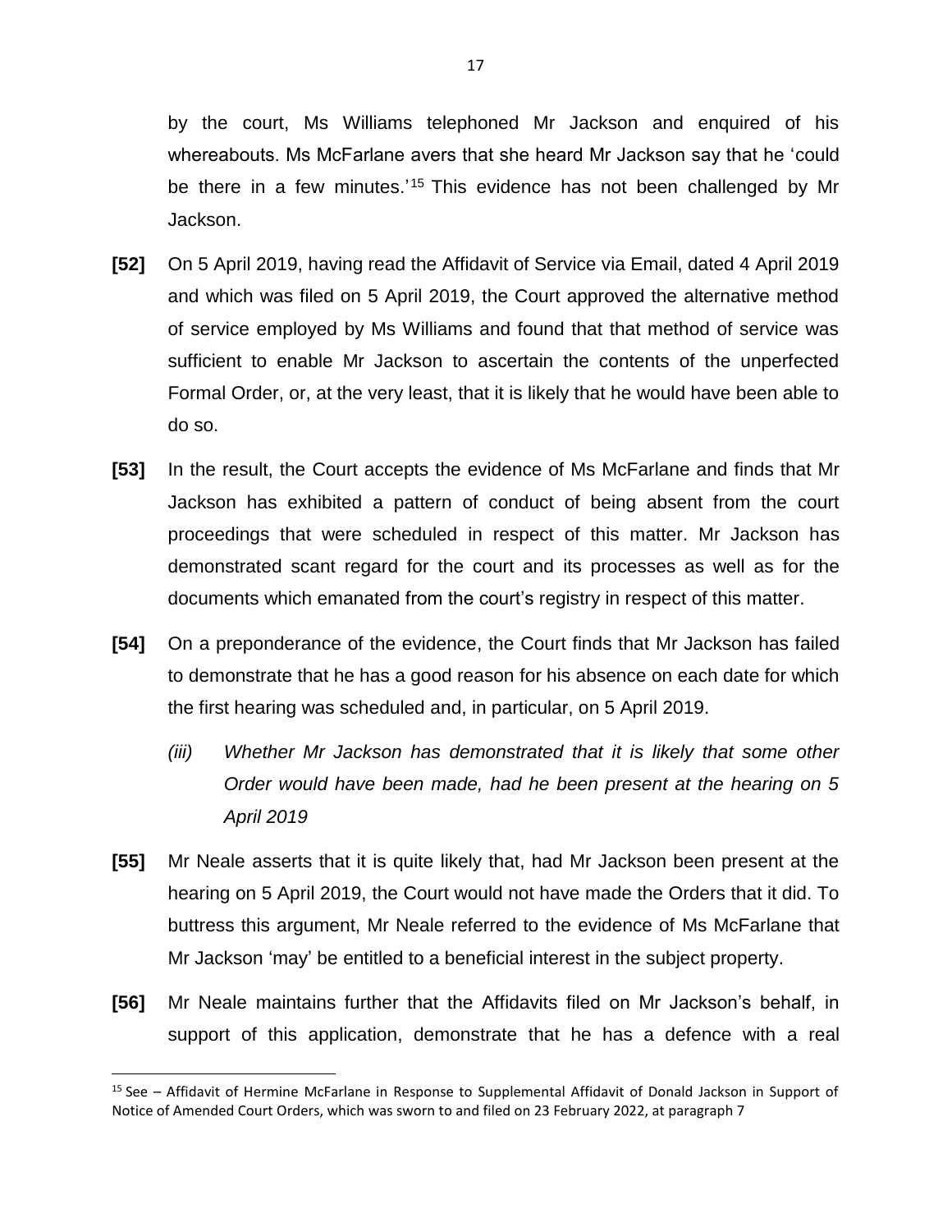by the court, Ms Williams telephoned Mr Jackson and enquired of his whereabouts. Ms McFarlane avers that she heard Mr Jackson say that he 'could be there in a few minutes.'[15] This evidence has not been challenged by Mr Jackson.

**[52]** On 5 April 2019, having read the Affidavit of Service via Email, dated 4 April 2019 and which was filed on 5 April 2019, the Court approved the alternative method of service employed by Ms Williams and found that that method of service was sufficient to enable Mr Jackson to ascertain the contents of the unperfected Formal Order, or, at the very least, that it is likely that he would have been able to do so.

**[53]** In the result, the Court accepts the evidence of Ms McFarlane and finds that Mr Jackson has exhibited a pattern of conduct of being absent from the court proceedings that were scheduled in respect of this matter. Mr Jackson has demonstrated scant regard for the court and its processes as well as for the documents which emanated from the court's registry in respect of this matter.

**[54]** On a preponderance of the evidence, the Court finds that Mr Jackson has failed to demonstrate that he has a good reason for his absence on each date for which the first hearing was scheduled and, in particular, on 5 April 2019.

*(iii) Whether Mr Jackson has demonstrated that it is likely that some other Order would have been made, had he been present at the hearing on 5 April 2019*

**[55]** Mr Neale asserts that it is quite likely that, had Mr Jackson been present at the hearing on 5 April 2019, the Court would not have made the Orders that it did. To buttress this argument, Mr Neale referred to the evidence of Ms McFarlane that Mr Jackson 'may' be entitled to a beneficial interest in the subject property.

**[56]** Mr Neale maintains further that the Affidavits filed on Mr Jackson's behalf, in support of this application, demonstrate that he has a defence with a real

---

[15] See – Affidavit of Hermine McFarlane in Response to Supplemental Affidavit of Donald Jackson in Support of Notice of Amended Court Orders, which was sworn to and filed on 23 February 2022, at paragraph 7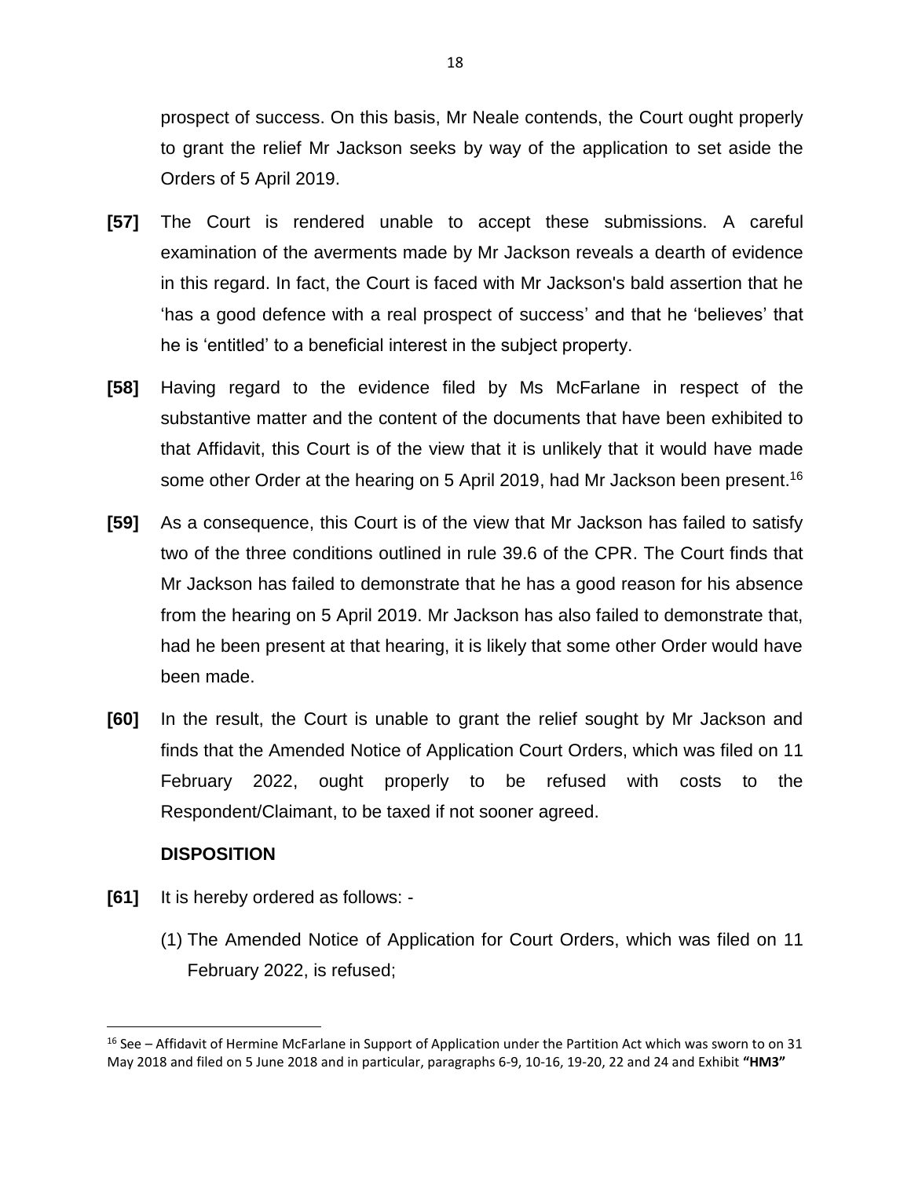prospect of success. On this basis, Mr Neale contends, the Court ought properly to grant the relief Mr Jackson seeks by way of the application to set aside the Orders of 5 April 2019.

**[57]** The Court is rendered unable to accept these submissions. A careful examination of the averments made by Mr Jackson reveals a dearth of evidence in this regard. In fact, the Court is faced with Mr Jackson's bald assertion that he 'has a good defence with a real prospect of success' and that he 'believes' that he is 'entitled' to a beneficial interest in the subject property.

**[58]** Having regard to the evidence filed by Ms McFarlane in respect of the substantive matter and the content of the documents that have been exhibited to that Affidavit, this Court is of the view that it is unlikely that it would have made some other Order at the hearing on 5 April 2019, had Mr Jackson been present.[16]

**[59]** As a consequence, this Court is of the view that Mr Jackson has failed to satisfy two of the three conditions outlined in rule 39.6 of the CPR. The Court finds that Mr Jackson has failed to demonstrate that he has a good reason for his absence from the hearing on 5 April 2019. Mr Jackson has also failed to demonstrate that, had he been present at that hearing, it is likely that some other Order would have been made.

**[60]** In the result, the Court is unable to grant the relief sought by Mr Jackson and finds that the Amended Notice of Application Court Orders, which was filed on 11 February 2022, ought properly to be refused with costs to the Respondent/Claimant, to be taxed if not sooner agreed.

## DISPOSITION

**[61]** It is hereby ordered as follows: -

(1) The Amended Notice of Application for Court Orders, which was filed on 11 February 2022, is refused;

---

[16] See – Affidavit of Hermine McFarlane in Support of Application under the Partition Act which was sworn to on 31 May 2018 and filed on 5 June 2018 and in particular, paragraphs 6-9, 10-16, 19-20, 22 and 24 and Exhibit **"HM3"**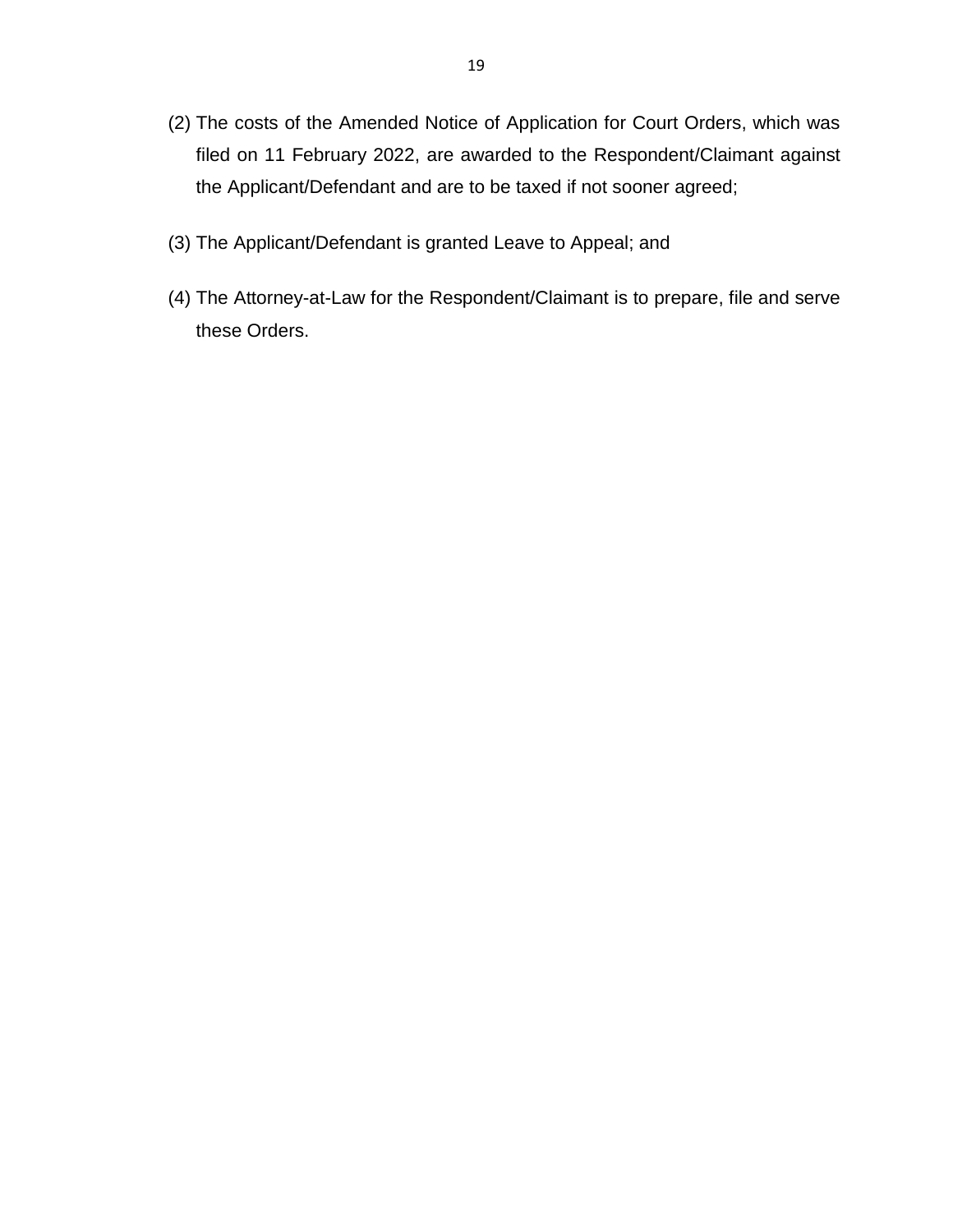(2) The costs of the Amended Notice of Application for Court Orders, which was filed on 11 February 2022, are awarded to the Respondent/Claimant against the Applicant/Defendant and are to be taxed if not sooner agreed;

(3) The Applicant/Defendant is granted Leave to Appeal; and

(4) The Attorney-at-Law for the Respondent/Claimant is to prepare, file and serve these Orders.